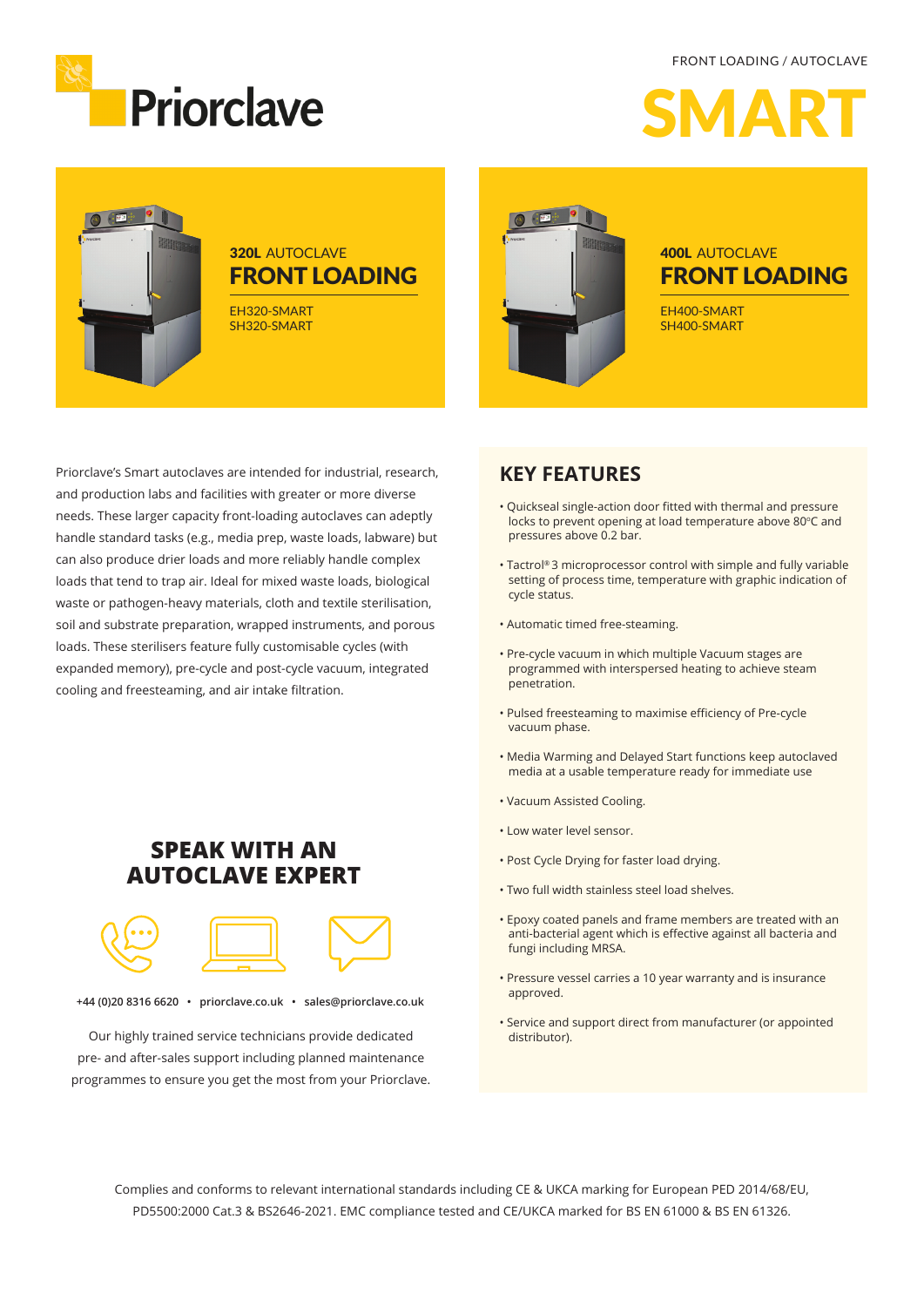FRONT LOADING / AUTOCLAVE

# Priorclave

# SMART

## 320L AUTOCLAVE FRONT LOADING

EH320-SMART
SH320-SMART

## 400L AUTOCLAVE FRONT LOADING

EH400-SMART
SH400-SMART

Priorclave's Smart autoclaves are intended for industrial, research, and production labs and facilities with greater or more diverse needs. These larger capacity front-loading autoclaves can adeptly handle standard tasks (e.g., media prep, waste loads, labware) but can also produce drier loads and more reliably handle complex loads that tend to trap air. Ideal for mixed waste loads, biological waste or pathogen-heavy materials, cloth and textile sterilisation, soil and substrate preparation, wrapped instruments, and porous loads. These sterilisers feature fully customisable cycles (with expanded memory), pre-cycle and post-cycle vacuum, integrated cooling and freesteaming, and air intake filtration.

## SPEAK WITH AN AUTOCLAVE EXPERT

+44 (0)20 8316 6620 • priorclave.co.uk • sales@priorclave.co.uk

Our highly trained service technicians provide dedicated pre- and after-sales support including planned maintenance programmes to ensure you get the most from your Priorclave.

## KEY FEATURES

- Quickseal single-action door fitted with thermal and pressure locks to prevent opening at load temperature above 80°C and pressures above 0.2 bar.
- Tactrol® 3 microprocessor control with simple and fully variable setting of process time, temperature with graphic indication of cycle status.
- Automatic timed free-steaming.
- Pre-cycle vacuum in which multiple Vacuum stages are programmed with interspersed heating to achieve steam penetration.
- Pulsed freesteaming to maximise efficiency of Pre-cycle vacuum phase.
- Media Warming and Delayed Start functions keep autoclaved media at a usable temperature ready for immediate use
- Vacuum Assisted Cooling.
- Low water level sensor.
- Post Cycle Drying for faster load drying.
- Two full width stainless steel load shelves.
- Epoxy coated panels and frame members are treated with an anti-bacterial agent which is effective against all bacteria and fungi including MRSA.
- Pressure vessel carries a 10 year warranty and is insurance approved.
- Service and support direct from manufacturer (or appointed distributor).

Complies and conforms to relevant international standards including CE & UKCA marking for European PED 2014/68/EU, PD5500:2000 Cat.3 & BS2646-2021. EMC compliance tested and CE/UKCA marked for BS EN 61000 & BS EN 61326.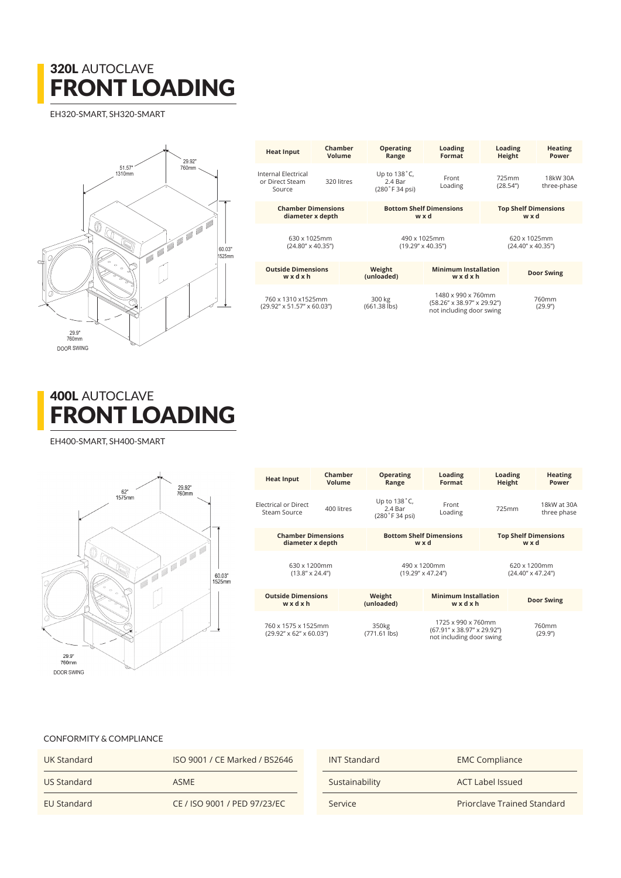# 320L AUTOCLAVE FRONT LOADING

EH320-SMART, SH320-SMART

51.57"
1310mm

29.92"
760mm

60.03"
1525mm

29.9"
760mm
DOOR SWING

| Heat Input | Chamber Volume | Operating Range | Loading Format | Loading Height | Heating Power |
|---|---|---|---|---|---|
| Internal Electrical or Direct Steam Source | 320 litres | Up to 138˚C, 2.4 Bar (280˚F 34 psi) | Front Loading | 725mm (28.54") | 18kW 30A three-phase |

| Chamber Dimensions diameter x depth | Bottom Shelf Dimensions w x d | Top Shelf Dimensions w x d |
|---|---|---|
| 630 x 1025mm (24.80" x 40.35") | 490 x 1025mm (19.29" x 40.35") | 620 x 1025mm (24.40" x 40.35") |

| Outside Dimensions w x d x h | Weight (unloaded) | Minimum Installation w x d x h | Door Swing |
|---|---|---|---|
| 760 x 1310 x1525mm (29.92" x 51.57" x 60.03") | 300 kg (661.38 lbs) | 1480 x 990 x 760mm (58.26" x 38.97" x 29.92") not including door swing | 760mm (29.9") |

# 400L AUTOCLAVE FRONT LOADING

EH400-SMART, SH400-SMART

62"
1575mm

29.92"
760mm

60.03"
1525mm

29.9"
760mm
DOOR SWING

| Heat Input | Chamber Volume | Operating Range | Loading Format | Loading Height | Heating Power |
|---|---|---|---|---|---|
| Electrical or Direct Steam Source | 400 litres | Up to 138˚C, 2.4 Bar (280˚F 34 psi) | Front Loading | 725mm | 18kW at 30A three phase |

| Chamber Dimensions diameter x depth | Bottom Shelf Dimensions w x d | Top Shelf Dimensions w x d |
|---|---|---|
| 630 x 1200mm (13.8" x 24.4") | 490 x 1200mm (19.29" x 47.24") | 620 x 1200mm (24.40" x 47.24") |

| Outside Dimensions w x d x h | Weight (unloaded) | Minimum Installation w x d x h | Door Swing |
|---|---|---|---|
| 760 x 1575 x 1525mm (29.92" x 62" x 60.03") | 350kg (771.61 lbs) | 1725 x 990 x 760mm (67.91" x 38.97" x 29.92") not including door swing | 760mm (29.9") |

CONFORMITY & COMPLIANCE

| | |
|---|---|
| UK Standard | ISO 9001 / CE Marked / BS2646 |
| US Standard | ASME |
| EU Standard | CE / ISO 9001 / PED 97/23/EC |

| | |
|---|---|
| INT Standard | EMC Compliance |
| Sustainability | ACT Label Issued |
| Service | Priorclave Trained Standard |